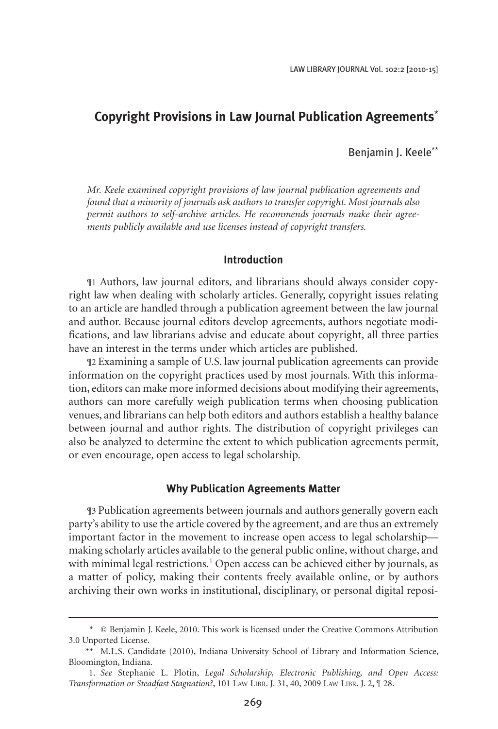# Copyright Provisions in Law Journal Publication Agreements*

Benjamin J. Keele**

*Mr. Keele examined copyright provisions of law journal publication agreements and found that a minority of journals ask authors to transfer copyright. Most journals also permit authors to self-archive articles. He recommends journals make their agreements publicly available and use licenses instead of copyright transfers.*

## Introduction

¶1 Authors, law journal editors, and librarians should always consider copyright law when dealing with scholarly articles. Generally, copyright issues relating to an article are handled through a publication agreement between the law journal and author. Because journal editors develop agreements, authors negotiate modifications, and law librarians advise and educate about copyright, all three parties have an interest in the terms under which articles are published.

¶2 Examining a sample of U.S. law journal publication agreements can provide information on the copyright practices used by most journals. With this information, editors can make more informed decisions about modifying their agreements, authors can more carefully weigh publication terms when choosing publication venues, and librarians can help both editors and authors establish a healthy balance between journal and author rights. The distribution of copyright privileges can also be analyzed to determine the extent to which publication agreements permit, or even encourage, open access to legal scholarship.

## Why Publication Agreements Matter

¶3 Publication agreements between journals and authors generally govern each party's ability to use the article covered by the agreement, and are thus an extremely important factor in the movement to increase open access to legal scholarship—making scholarly articles available to the general public online, without charge, and with minimal legal restrictions.[1] Open access can be achieved either by journals, as a matter of policy, making their contents freely available online, or by authors archiving their own works in institutional, disciplinary, or personal digital reposi-

---

\* © Benjamin J. Keele, 2010. This work is licensed under the Creative Commons Attribution 3.0 Unported License.

\*\* M.L.S. Candidate (2010), Indiana University School of Library and Information Science, Bloomington, Indiana.

1. *See* Stephanie L. Plotin, *Legal Scholarship, Electronic Publishing, and Open Access: Transformation or Steadfast Stagnation?*, 101 Law Libr. J. 31, 40, 2009 Law Libr. J. 2, ¶ 28.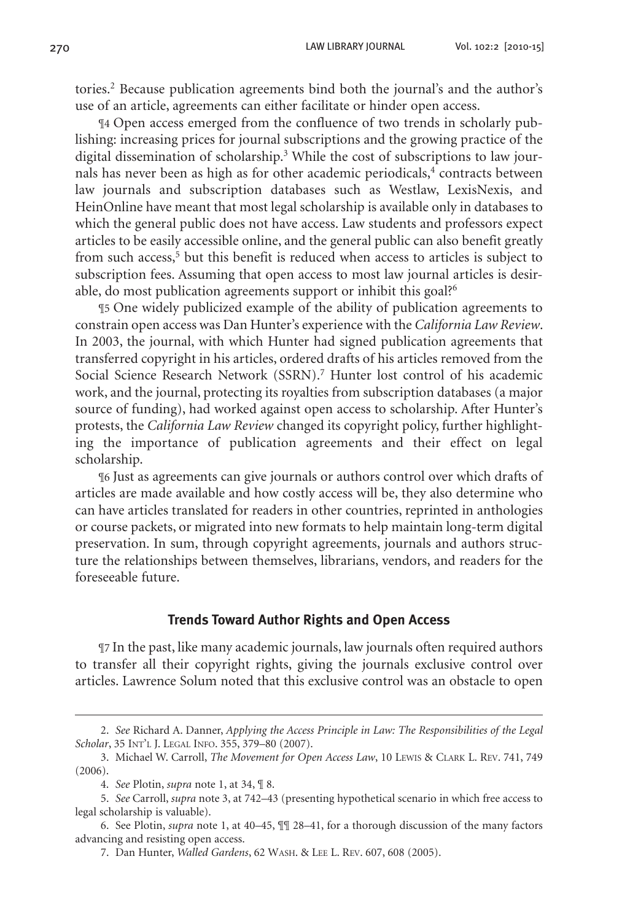tories.[2] Because publication agreements bind both the journal's and the author's use of an article, agreements can either facilitate or hinder open access.

¶4 Open access emerged from the confluence of two trends in scholarly publishing: increasing prices for journal subscriptions and the growing practice of the digital dissemination of scholarship.[3] While the cost of subscriptions to law journals has never been as high as for other academic periodicals,[4] contracts between law journals and subscription databases such as Westlaw, LexisNexis, and HeinOnline have meant that most legal scholarship is available only in databases to which the general public does not have access. Law students and professors expect articles to be easily accessible online, and the general public can also benefit greatly from such access,[5] but this benefit is reduced when access to articles is subject to subscription fees. Assuming that open access to most law journal articles is desirable, do most publication agreements support or inhibit this goal?[6]

¶5 One widely publicized example of the ability of publication agreements to constrain open access was Dan Hunter's experience with the *California Law Review*. In 2003, the journal, with which Hunter had signed publication agreements that transferred copyright in his articles, ordered drafts of his articles removed from the Social Science Research Network (SSRN).[7] Hunter lost control of his academic work, and the journal, protecting its royalties from subscription databases (a major source of funding), had worked against open access to scholarship. After Hunter's protests, the *California Law Review* changed its copyright policy, further highlighting the importance of publication agreements and their effect on legal scholarship.

¶6 Just as agreements can give journals or authors control over which drafts of articles are made available and how costly access will be, they also determine who can have articles translated for readers in other countries, reprinted in anthologies or course packets, or migrated into new formats to help maintain long-term digital preservation. In sum, through copyright agreements, journals and authors structure the relationships between themselves, librarians, vendors, and readers for the foreseeable future.

## Trends Toward Author Rights and Open Access

¶7 In the past, like many academic journals, law journals often required authors to transfer all their copyright rights, giving the journals exclusive control over articles. Lawrence Solum noted that this exclusive control was an obstacle to open

---

2. *See* Richard A. Danner, *Applying the Access Principle in Law: The Responsibilities of the Legal Scholar*, 35 INT'L J. LEGAL INFO. 355, 379–80 (2007).

3. Michael W. Carroll, *The Movement for Open Access Law*, 10 LEWIS & CLARK L. REV. 741, 749 (2006).

4. *See* Plotin, *supra* note 1, at 34, ¶ 8.

5. *See* Carroll, *supra* note 3, at 742–43 (presenting hypothetical scenario in which free access to legal scholarship is valuable).

6. See Plotin, *supra* note 1, at 40–45, ¶¶ 28–41, for a thorough discussion of the many factors advancing and resisting open access.

7. Dan Hunter, *Walled Gardens*, 62 WASH. & LEE L. REV. 607, 608 (2005).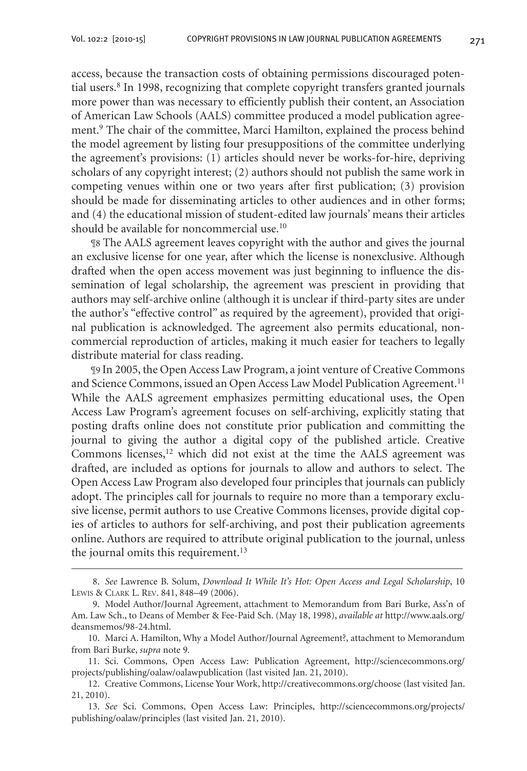access, because the transaction costs of obtaining permissions discouraged potential users.[8] In 1998, recognizing that complete copyright transfers granted journals more power than was necessary to efficiently publish their content, an Association of American Law Schools (AALS) committee produced a model publication agreement.[9] The chair of the committee, Marci Hamilton, explained the process behind the model agreement by listing four presuppositions of the committee underlying the agreement's provisions: (1) articles should never be works-for-hire, depriving scholars of any copyright interest; (2) authors should not publish the same work in competing venues within one or two years after first publication; (3) provision should be made for disseminating articles to other audiences and in other forms; and (4) the educational mission of student-edited law journals' means their articles should be available for noncommercial use.[10]

¶8 The AALS agreement leaves copyright with the author and gives the journal an exclusive license for one year, after which the license is nonexclusive. Although drafted when the open access movement was just beginning to influence the dissemination of legal scholarship, the agreement was prescient in providing that authors may self-archive online (although it is unclear if third-party sites are under the author's "effective control" as required by the agreement), provided that original publication is acknowledged. The agreement also permits educational, noncommercial reproduction of articles, making it much easier for teachers to legally distribute material for class reading.

¶9 In 2005, the Open Access Law Program, a joint venture of Creative Commons and Science Commons, issued an Open Access Law Model Publication Agreement.[11] While the AALS agreement emphasizes permitting educational uses, the Open Access Law Program's agreement focuses on self-archiving, explicitly stating that posting drafts online does not constitute prior publication and committing the journal to giving the author a digital copy of the published article. Creative Commons licenses,[12] which did not exist at the time the AALS agreement was drafted, are included as options for journals to allow and authors to select. The Open Access Law Program also developed four principles that journals can publicly adopt. The principles call for journals to require no more than a temporary exclusive license, permit authors to use Creative Commons licenses, provide digital copies of articles to authors for self-archiving, and post their publication agreements online. Authors are required to attribute original publication to the journal, unless the journal omits this requirement.[13]

---

8. *See* Lawrence B. Solum, *Download It While It's Hot: Open Access and Legal Scholarship*, 10 Lewis & Clark L. Rev. 841, 848–49 (2006).

9. Model Author/Journal Agreement, attachment to Memorandum from Bari Burke, Ass'n of Am. Law Sch., to Deans of Member & Fee-Paid Sch. (May 18, 1998), *available at* http://www.aals.org/deansmemos/98-24.html.

10. Marci A. Hamilton, Why a Model Author/Journal Agreement?, attachment to Memorandum from Bari Burke, *supra* note 9.

11. Sci. Commons, Open Access Law: Publication Agreement, http://sciencecommons.org/projects/publishing/oalaw/oalawpublication (last visited Jan. 21, 2010).

12. Creative Commons, License Your Work, http://creativecommons.org/choose (last visited Jan. 21, 2010).

13. *See* Sci. Commons, Open Access Law: Principles, http://sciencecommons.org/projects/publishing/oalaw/principles (last visited Jan. 21, 2010).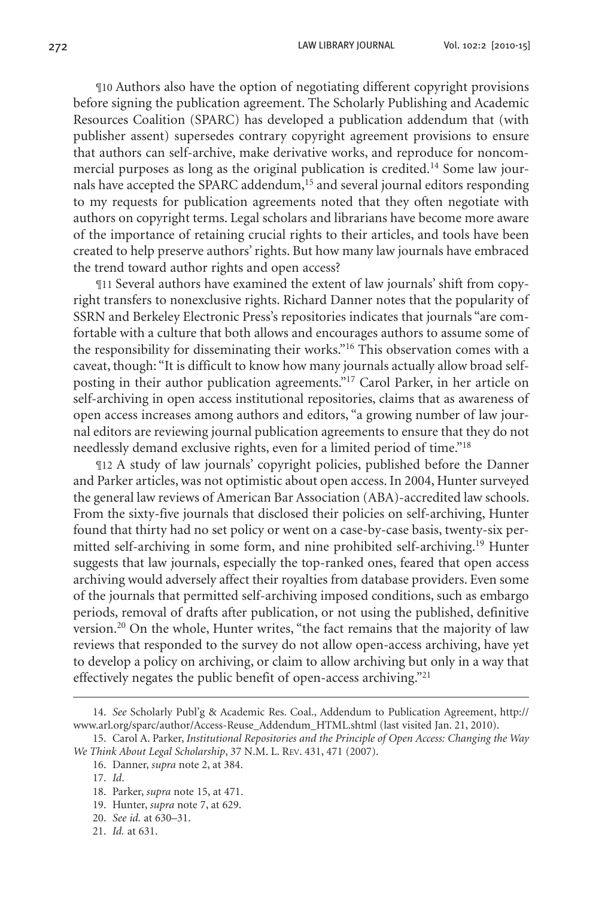¶10 Authors also have the option of negotiating different copyright provisions before signing the publication agreement. The Scholarly Publishing and Academic Resources Coalition (SPARC) has developed a publication addendum that (with publisher assent) supersedes contrary copyright agreement provisions to ensure that authors can self-archive, make derivative works, and reproduce for noncommercial purposes as long as the original publication is credited.[14] Some law journals have accepted the SPARC addendum,[15] and several journal editors responding to my requests for publication agreements noted that they often negotiate with authors on copyright terms. Legal scholars and librarians have become more aware of the importance of retaining crucial rights to their articles, and tools have been created to help preserve authors' rights. But how many law journals have embraced the trend toward author rights and open access?

¶11 Several authors have examined the extent of law journals' shift from copyright transfers to nonexclusive rights. Richard Danner notes that the popularity of SSRN and Berkeley Electronic Press's repositories indicates that journals "are comfortable with a culture that both allows and encourages authors to assume some of the responsibility for disseminating their works."[16] This observation comes with a caveat, though: "It is difficult to know how many journals actually allow broad self-posting in their author publication agreements."[17] Carol Parker, in her article on self-archiving in open access institutional repositories, claims that as awareness of open access increases among authors and editors, "a growing number of law journal editors are reviewing journal publication agreements to ensure that they do not needlessly demand exclusive rights, even for a limited period of time."[18]

¶12 A study of law journals' copyright policies, published before the Danner and Parker articles, was not optimistic about open access. In 2004, Hunter surveyed the general law reviews of American Bar Association (ABA)-accredited law schools. From the sixty-five journals that disclosed their policies on self-archiving, Hunter found that thirty had no set policy or went on a case-by-case basis, twenty-six permitted self-archiving in some form, and nine prohibited self-archiving.[19] Hunter suggests that law journals, especially the top-ranked ones, feared that open access archiving would adversely affect their royalties from database providers. Even some of the journals that permitted self-archiving imposed conditions, such as embargo periods, removal of drafts after publication, or not using the published, definitive version.[20] On the whole, Hunter writes, "the fact remains that the majority of law reviews that responded to the survey do not allow open-access archiving, have yet to develop a policy on archiving, or claim to allow archiving but only in a way that effectively negates the public benefit of open-access archiving."[21]

---

14. *See* Scholarly Publ'g & Academic Res. Coal., Addendum to Publication Agreement, http://www.arl.org/sparc/author/Access-Reuse_Addendum_HTML.shtml (last visited Jan. 21, 2010).

15. Carol A. Parker, *Institutional Repositories and the Principle of Open Access: Changing the Way We Think About Legal Scholarship*, 37 N.M. L. Rev. 431, 471 (2007).

16. Danner, *supra* note 2, at 384.

17. *Id.*

18. Parker, *supra* note 15, at 471.

19. Hunter, *supra* note 7, at 629.

20. *See id.* at 630–31.

21. *Id.* at 631.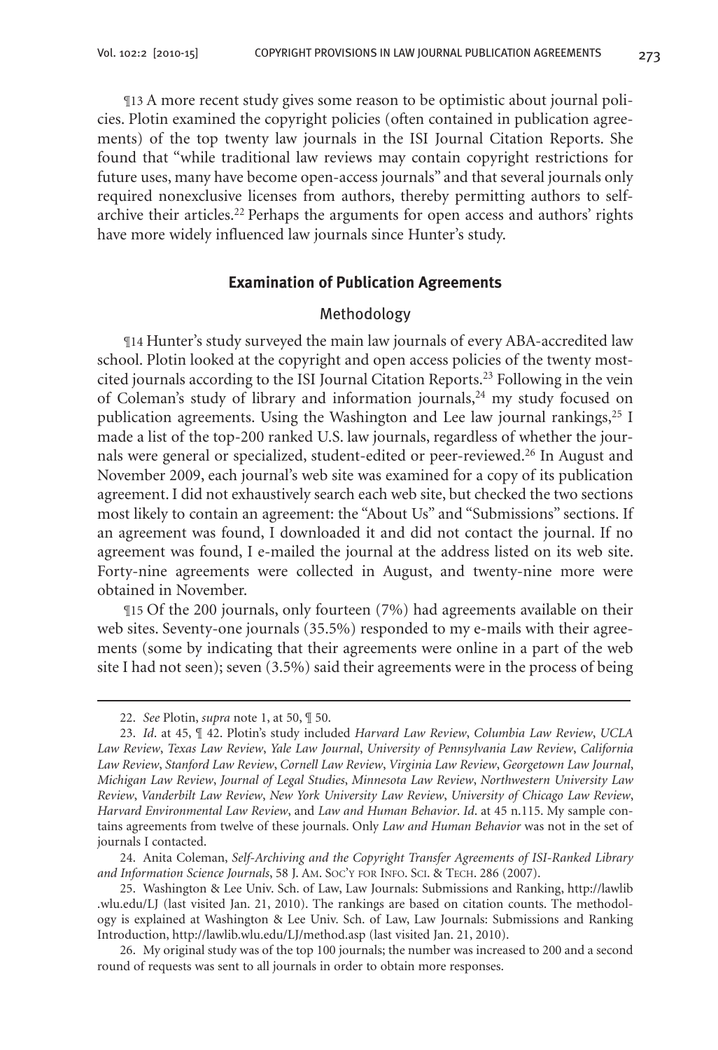¶13 A more recent study gives some reason to be optimistic about journal policies. Plotin examined the copyright policies (often contained in publication agreements) of the top twenty law journals in the ISI Journal Citation Reports. She found that "while traditional law reviews may contain copyright restrictions for future uses, many have become open-access journals" and that several journals only required nonexclusive licenses from authors, thereby permitting authors to self-archive their articles.[22] Perhaps the arguments for open access and authors' rights have more widely influenced law journals since Hunter's study.

## Examination of Publication Agreements

### Methodology

¶14 Hunter's study surveyed the main law journals of every ABA-accredited law school. Plotin looked at the copyright and open access policies of the twenty most-cited journals according to the ISI Journal Citation Reports.[23] Following in the vein of Coleman's study of library and information journals,[24] my study focused on publication agreements. Using the Washington and Lee law journal rankings,[25] I made a list of the top-200 ranked U.S. law journals, regardless of whether the journals were general or specialized, student-edited or peer-reviewed.[26] In August and November 2009, each journal's web site was examined for a copy of its publication agreement. I did not exhaustively search each web site, but checked the two sections most likely to contain an agreement: the "About Us" and "Submissions" sections. If an agreement was found, I downloaded it and did not contact the journal. If no agreement was found, I e-mailed the journal at the address listed on its web site. Forty-nine agreements were collected in August, and twenty-nine more were obtained in November.

¶15 Of the 200 journals, only fourteen (7%) had agreements available on their web sites. Seventy-one journals (35.5%) responded to my e-mails with their agreements (some by indicating that their agreements were online in a part of the web site I had not seen); seven (3.5%) said their agreements were in the process of being

---

22. *See* Plotin, *supra* note 1, at 50, ¶ 50.

23. *Id*. at 45, ¶ 42. Plotin's study included *Harvard Law Review*, *Columbia Law Review*, *UCLA Law Review*, *Texas Law Review*, *Yale Law Journal*, *University of Pennsylvania Law Review*, *California Law Review*, *Stanford Law Review*, *Cornell Law Review*, *Virginia Law Review*, *Georgetown Law Journal*, *Michigan Law Review*, *Journal of Legal Studies*, *Minnesota Law Review*, *Northwestern University Law Review*, *Vanderbilt Law Review*, *New York University Law Review*, *University of Chicago Law Review*, *Harvard Environmental Law Review*, and *Law and Human Behavior*. *Id*. at 45 n.115. My sample contains agreements from twelve of these journals. Only *Law and Human Behavior* was not in the set of journals I contacted.

24. Anita Coleman, *Self-Archiving and the Copyright Transfer Agreements of ISI-Ranked Library and Information Science Journals*, 58 J. Am. Soc'y for Info. Sci. & Tech. 286 (2007).

25. Washington & Lee Univ. Sch. of Law, Law Journals: Submissions and Ranking, http://lawlib.wlu.edu/LJ (last visited Jan. 21, 2010). The rankings are based on citation counts. The methodology is explained at Washington & Lee Univ. Sch. of Law, Law Journals: Submissions and Ranking Introduction, http://lawlib.wlu.edu/LJ/method.asp (last visited Jan. 21, 2010).

26. My original study was of the top 100 journals; the number was increased to 200 and a second round of requests was sent to all journals in order to obtain more responses.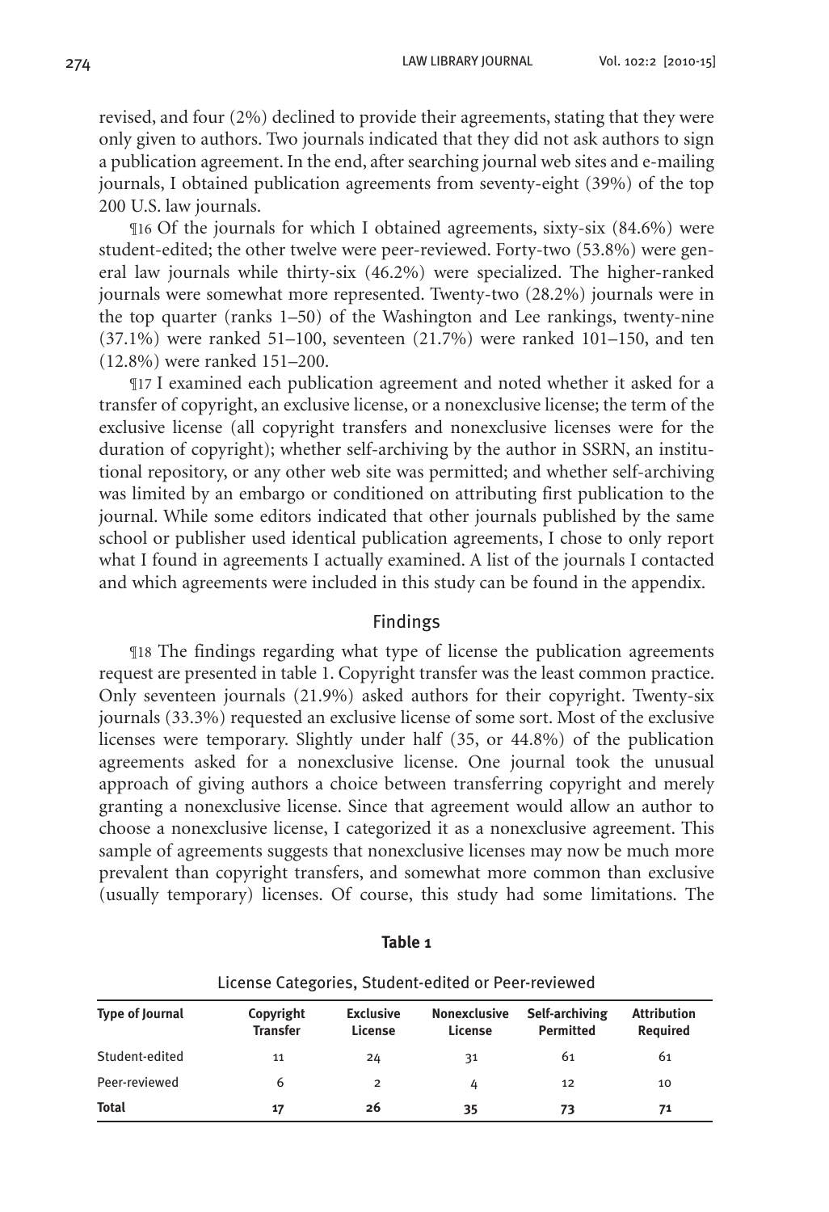revised, and four (2%) declined to provide their agreements, stating that they were only given to authors. Two journals indicated that they did not ask authors to sign a publication agreement. In the end, after searching journal web sites and e-mailing journals, I obtained publication agreements from seventy-eight (39%) of the top 200 U.S. law journals.

¶16 Of the journals for which I obtained agreements, sixty-six (84.6%) were student-edited; the other twelve were peer-reviewed. Forty-two (53.8%) were general law journals while thirty-six (46.2%) were specialized. The higher-ranked journals were somewhat more represented. Twenty-two (28.2%) journals were in the top quarter (ranks 1–50) of the Washington and Lee rankings, twenty-nine (37.1%) were ranked 51–100, seventeen (21.7%) were ranked 101–150, and ten (12.8%) were ranked 151–200.

¶17 I examined each publication agreement and noted whether it asked for a transfer of copyright, an exclusive license, or a nonexclusive license; the term of the exclusive license (all copyright transfers and nonexclusive licenses were for the duration of copyright); whether self-archiving by the author in SSRN, an institutional repository, or any other web site was permitted; and whether self-archiving was limited by an embargo or conditioned on attributing first publication to the journal. While some editors indicated that other journals published by the same school or publisher used identical publication agreements, I chose to only report what I found in agreements I actually examined. A list of the journals I contacted and which agreements were included in this study can be found in the appendix.

## Findings

¶18 The findings regarding what type of license the publication agreements request are presented in table 1. Copyright transfer was the least common practice. Only seventeen journals (21.9%) asked authors for their copyright. Twenty-six journals (33.3%) requested an exclusive license of some sort. Most of the exclusive licenses were temporary. Slightly under half (35, or 44.8%) of the publication agreements asked for a nonexclusive license. One journal took the unusual approach of giving authors a choice between transferring copyright and merely granting a nonexclusive license. Since that agreement would allow an author to choose a nonexclusive license, I categorized it as a nonexclusive agreement. This sample of agreements suggests that nonexclusive licenses may now be much more prevalent than copyright transfers, and somewhat more common than exclusive (usually temporary) licenses. Of course, this study had some limitations. The

**Table 1**

License Categories, Student-edited or Peer-reviewed

| Type of Journal | Copyright Transfer | Exclusive License | Nonexclusive License | Self-archiving Permitted | Attribution Required |
|---|---|---|---|---|---|
| Student-edited | 11 | 24 | 31 | 61 | 61 |
| Peer-reviewed | 6 | 2 | 4 | 12 | 10 |
| **Total** | **17** | **26** | **35** | **73** | **71** |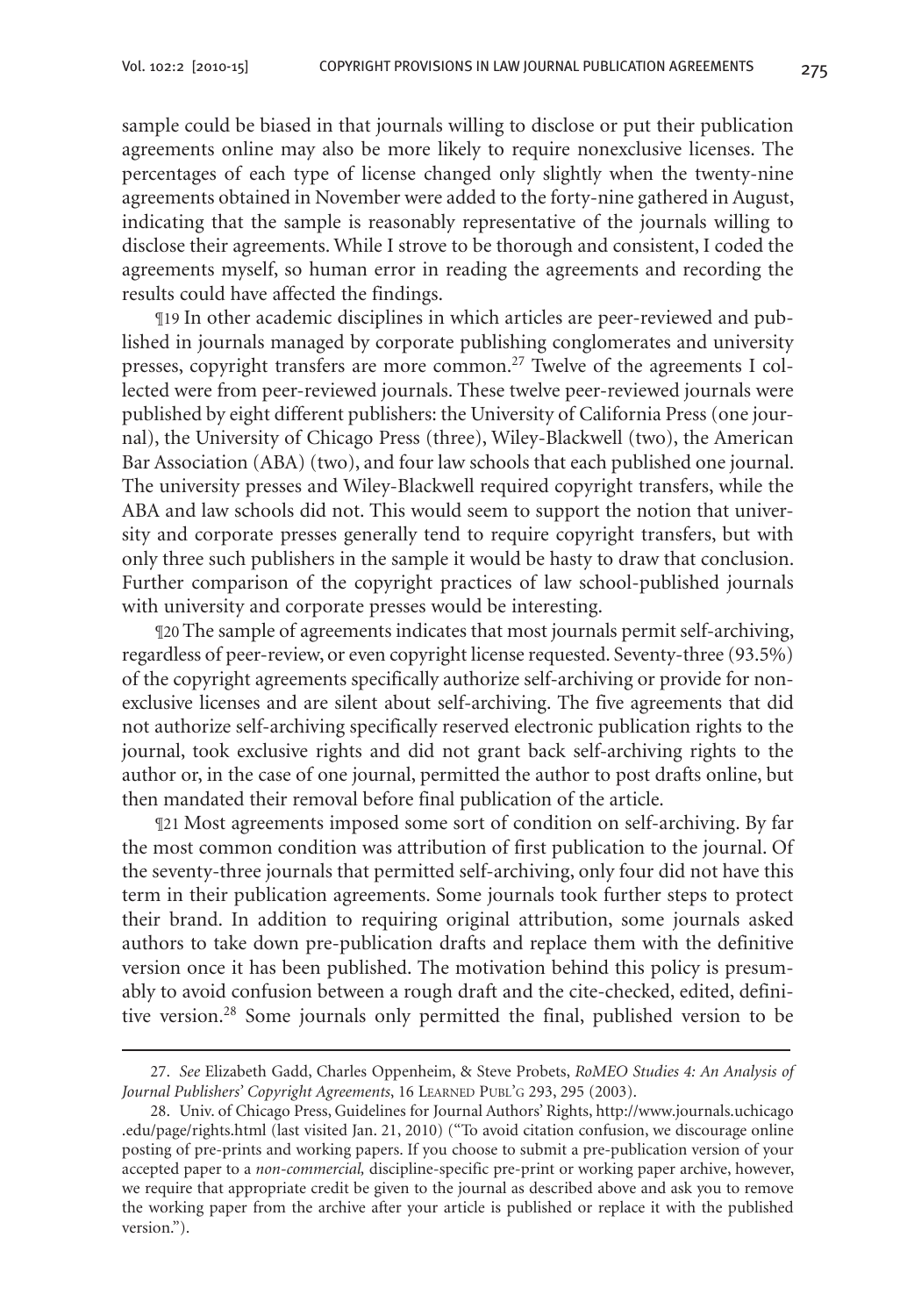sample could be biased in that journals willing to disclose or put their publication agreements online may also be more likely to require nonexclusive licenses. The percentages of each type of license changed only slightly when the twenty-nine agreements obtained in November were added to the forty-nine gathered in August, indicating that the sample is reasonably representative of the journals willing to disclose their agreements. While I strove to be thorough and consistent, I coded the agreements myself, so human error in reading the agreements and recording the results could have affected the findings.

¶19 In other academic disciplines in which articles are peer-reviewed and published in journals managed by corporate publishing conglomerates and university presses, copyright transfers are more common.[27] Twelve of the agreements I collected were from peer-reviewed journals. These twelve peer-reviewed journals were published by eight different publishers: the University of California Press (one journal), the University of Chicago Press (three), Wiley-Blackwell (two), the American Bar Association (ABA) (two), and four law schools that each published one journal. The university presses and Wiley-Blackwell required copyright transfers, while the ABA and law schools did not. This would seem to support the notion that university and corporate presses generally tend to require copyright transfers, but with only three such publishers in the sample it would be hasty to draw that conclusion. Further comparison of the copyright practices of law school-published journals with university and corporate presses would be interesting.

¶20 The sample of agreements indicates that most journals permit self-archiving, regardless of peer-review, or even copyright license requested. Seventy-three (93.5%) of the copyright agreements specifically authorize self-archiving or provide for nonexclusive licenses and are silent about self-archiving. The five agreements that did not authorize self-archiving specifically reserved electronic publication rights to the journal, took exclusive rights and did not grant back self-archiving rights to the author or, in the case of one journal, permitted the author to post drafts online, but then mandated their removal before final publication of the article.

¶21 Most agreements imposed some sort of condition on self-archiving. By far the most common condition was attribution of first publication to the journal. Of the seventy-three journals that permitted self-archiving, only four did not have this term in their publication agreements. Some journals took further steps to protect their brand. In addition to requiring original attribution, some journals asked authors to take down pre-publication drafts and replace them with the definitive version once it has been published. The motivation behind this policy is presumably to avoid confusion between a rough draft and the cite-checked, edited, definitive version.[28] Some journals only permitted the final, published version to be

---

27. *See* Elizabeth Gadd, Charles Oppenheim, & Steve Probets, *RoMEO Studies 4: An Analysis of Journal Publishers' Copyright Agreements*, 16 Learned Publ'g 293, 295 (2003).

28. Univ. of Chicago Press, Guidelines for Journal Authors' Rights, http://www.journals.uchicago.edu/page/rights.html (last visited Jan. 21, 2010) ("To avoid citation confusion, we discourage online posting of pre-prints and working papers. If you choose to submit a pre-publication version of your accepted paper to a *non-commercial,* discipline-specific pre-print or working paper archive, however, we require that appropriate credit be given to the journal as described above and ask you to remove the working paper from the archive after your article is published or replace it with the published version.").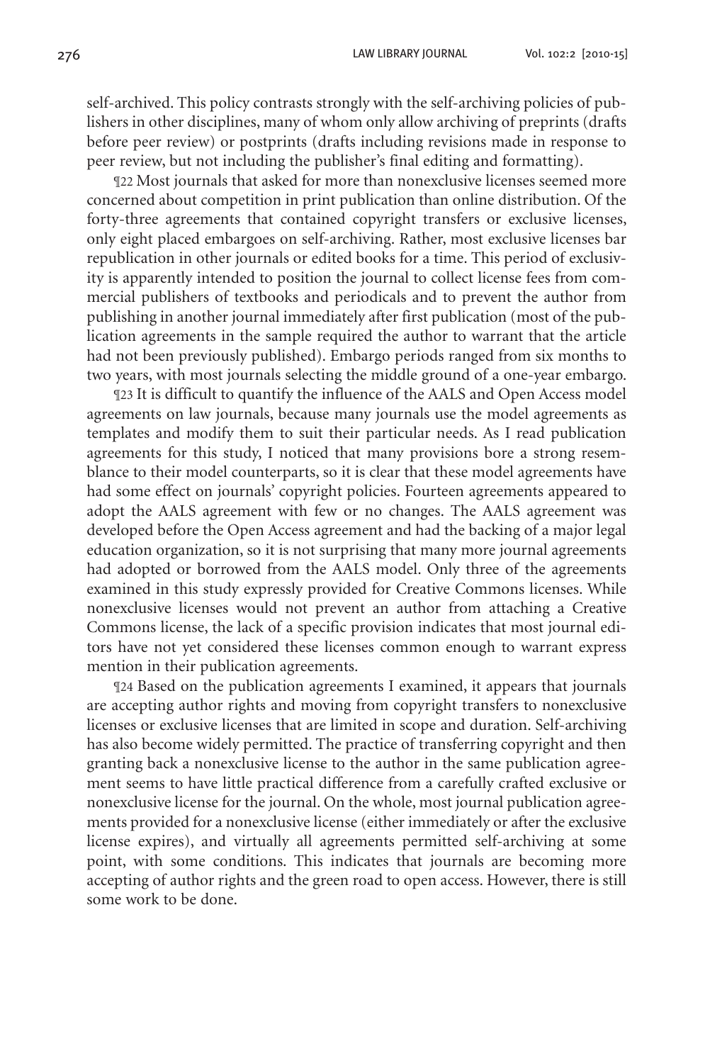self-archived. This policy contrasts strongly with the self-archiving policies of publishers in other disciplines, many of whom only allow archiving of preprints (drafts before peer review) or postprints (drafts including revisions made in response to peer review, but not including the publisher's final editing and formatting).

¶22 Most journals that asked for more than nonexclusive licenses seemed more concerned about competition in print publication than online distribution. Of the forty-three agreements that contained copyright transfers or exclusive licenses, only eight placed embargoes on self-archiving. Rather, most exclusive licenses bar republication in other journals or edited books for a time. This period of exclusivity is apparently intended to position the journal to collect license fees from commercial publishers of textbooks and periodicals and to prevent the author from publishing in another journal immediately after first publication (most of the publication agreements in the sample required the author to warrant that the article had not been previously published). Embargo periods ranged from six months to two years, with most journals selecting the middle ground of a one-year embargo.

¶23 It is difficult to quantify the influence of the AALS and Open Access model agreements on law journals, because many journals use the model agreements as templates and modify them to suit their particular needs. As I read publication agreements for this study, I noticed that many provisions bore a strong resemblance to their model counterparts, so it is clear that these model agreements have had some effect on journals' copyright policies. Fourteen agreements appeared to adopt the AALS agreement with few or no changes. The AALS agreement was developed before the Open Access agreement and had the backing of a major legal education organization, so it is not surprising that many more journal agreements had adopted or borrowed from the AALS model. Only three of the agreements examined in this study expressly provided for Creative Commons licenses. While nonexclusive licenses would not prevent an author from attaching a Creative Commons license, the lack of a specific provision indicates that most journal editors have not yet considered these licenses common enough to warrant express mention in their publication agreements.

¶24 Based on the publication agreements I examined, it appears that journals are accepting author rights and moving from copyright transfers to nonexclusive licenses or exclusive licenses that are limited in scope and duration. Self-archiving has also become widely permitted. The practice of transferring copyright and then granting back a nonexclusive license to the author in the same publication agreement seems to have little practical difference from a carefully crafted exclusive or nonexclusive license for the journal. On the whole, most journal publication agreements provided for a nonexclusive license (either immediately or after the exclusive license expires), and virtually all agreements permitted self-archiving at some point, with some conditions. This indicates that journals are becoming more accepting of author rights and the green road to open access. However, there is still some work to be done.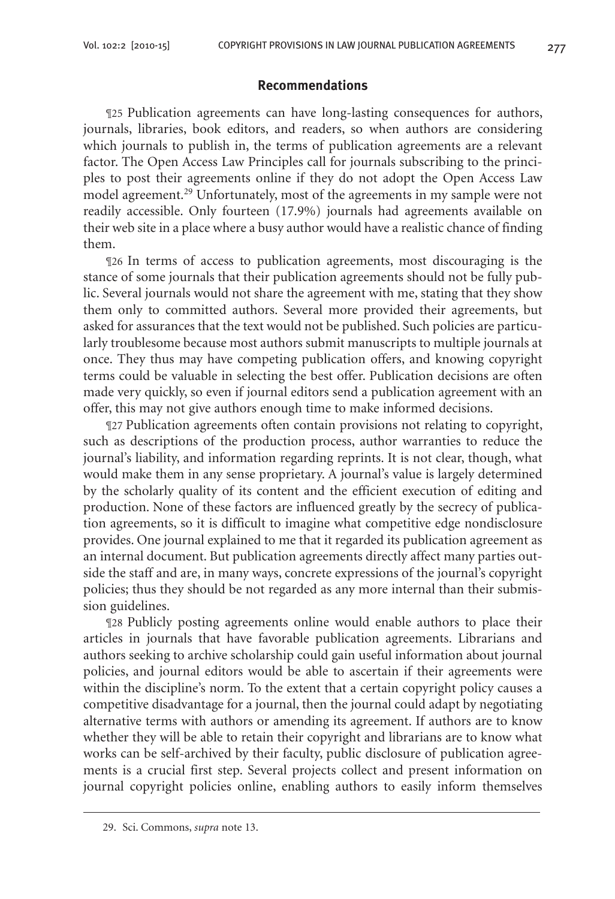## Recommendations

¶25 Publication agreements can have long-lasting consequences for authors, journals, libraries, book editors, and readers, so when authors are considering which journals to publish in, the terms of publication agreements are a relevant factor. The Open Access Law Principles call for journals subscribing to the principles to post their agreements online if they do not adopt the Open Access Law model agreement.[29] Unfortunately, most of the agreements in my sample were not readily accessible. Only fourteen (17.9%) journals had agreements available on their web site in a place where a busy author would have a realistic chance of finding them.

¶26 In terms of access to publication agreements, most discouraging is the stance of some journals that their publication agreements should not be fully public. Several journals would not share the agreement with me, stating that they show them only to committed authors. Several more provided their agreements, but asked for assurances that the text would not be published. Such policies are particularly troublesome because most authors submit manuscripts to multiple journals at once. They thus may have competing publication offers, and knowing copyright terms could be valuable in selecting the best offer. Publication decisions are often made very quickly, so even if journal editors send a publication agreement with an offer, this may not give authors enough time to make informed decisions.

¶27 Publication agreements often contain provisions not relating to copyright, such as descriptions of the production process, author warranties to reduce the journal's liability, and information regarding reprints. It is not clear, though, what would make them in any sense proprietary. A journal's value is largely determined by the scholarly quality of its content and the efficient execution of editing and production. None of these factors are influenced greatly by the secrecy of publication agreements, so it is difficult to imagine what competitive edge nondisclosure provides. One journal explained to me that it regarded its publication agreement as an internal document. But publication agreements directly affect many parties outside the staff and are, in many ways, concrete expressions of the journal's copyright policies; thus they should be not regarded as any more internal than their submission guidelines.

¶28 Publicly posting agreements online would enable authors to place their articles in journals that have favorable publication agreements. Librarians and authors seeking to archive scholarship could gain useful information about journal policies, and journal editors would be able to ascertain if their agreements were within the discipline's norm. To the extent that a certain copyright policy causes a competitive disadvantage for a journal, then the journal could adapt by negotiating alternative terms with authors or amending its agreement. If authors are to know whether they will be able to retain their copyright and librarians are to know what works can be self-archived by their faculty, public disclosure of publication agreements is a crucial first step. Several projects collect and present information on journal copyright policies online, enabling authors to easily inform themselves

---

29. Sci. Commons, *supra* note 13.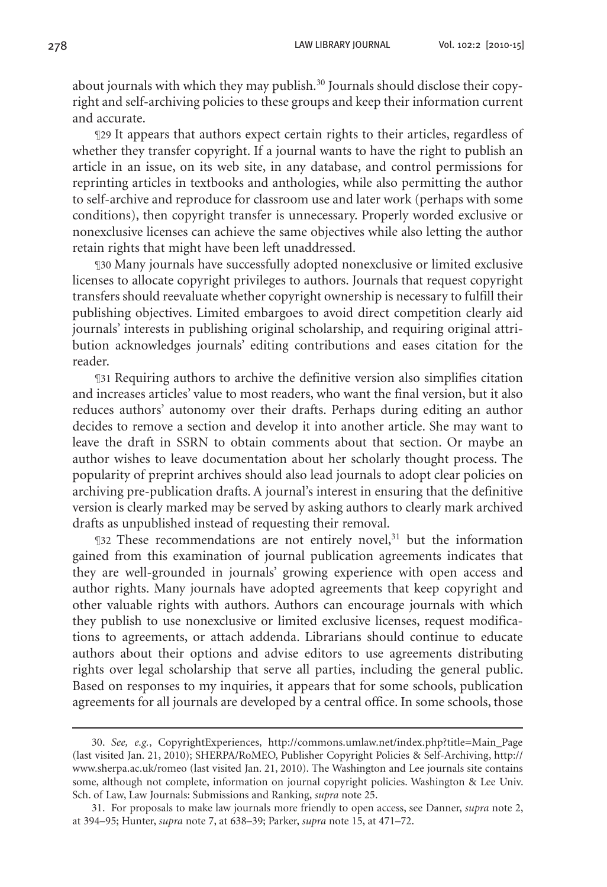about journals with which they may publish.[30] Journals should disclose their copyright and self-archiving policies to these groups and keep their information current and accurate.

¶29 It appears that authors expect certain rights to their articles, regardless of whether they transfer copyright. If a journal wants to have the right to publish an article in an issue, on its web site, in any database, and control permissions for reprinting articles in textbooks and anthologies, while also permitting the author to self-archive and reproduce for classroom use and later work (perhaps with some conditions), then copyright transfer is unnecessary. Properly worded exclusive or nonexclusive licenses can achieve the same objectives while also letting the author retain rights that might have been left unaddressed.

¶30 Many journals have successfully adopted nonexclusive or limited exclusive licenses to allocate copyright privileges to authors. Journals that request copyright transfers should reevaluate whether copyright ownership is necessary to fulfill their publishing objectives. Limited embargoes to avoid direct competition clearly aid journals' interests in publishing original scholarship, and requiring original attribution acknowledges journals' editing contributions and eases citation for the reader.

¶31 Requiring authors to archive the definitive version also simplifies citation and increases articles' value to most readers, who want the final version, but it also reduces authors' autonomy over their drafts. Perhaps during editing an author decides to remove a section and develop it into another article. She may want to leave the draft in SSRN to obtain comments about that section. Or maybe an author wishes to leave documentation about her scholarly thought process. The popularity of preprint archives should also lead journals to adopt clear policies on archiving pre-publication drafts. A journal's interest in ensuring that the definitive version is clearly marked may be served by asking authors to clearly mark archived drafts as unpublished instead of requesting their removal.

¶32 These recommendations are not entirely novel,[31] but the information gained from this examination of journal publication agreements indicates that they are well-grounded in journals' growing experience with open access and author rights. Many journals have adopted agreements that keep copyright and other valuable rights with authors. Authors can encourage journals with which they publish to use nonexclusive or limited exclusive licenses, request modifications to agreements, or attach addenda. Librarians should continue to educate authors about their options and advise editors to use agreements distributing rights over legal scholarship that serve all parties, including the general public. Based on responses to my inquiries, it appears that for some schools, publication agreements for all journals are developed by a central office. In some schools, those

---

30. *See, e.g.*, CopyrightExperiences, http://commons.umlaw.net/index.php?title=Main_Page (last visited Jan. 21, 2010); SHERPA/RoMEO, Publisher Copyright Policies & Self-Archiving, http://www.sherpa.ac.uk/romeo (last visited Jan. 21, 2010). The Washington and Lee journals site contains some, although not complete, information on journal copyright policies. Washington & Lee Univ. Sch. of Law, Law Journals: Submissions and Ranking, *supra* note 25.

31. For proposals to make law journals more friendly to open access, see Danner, *supra* note 2, at 394–95; Hunter, *supra* note 7, at 638–39; Parker, *supra* note 15, at 471–72.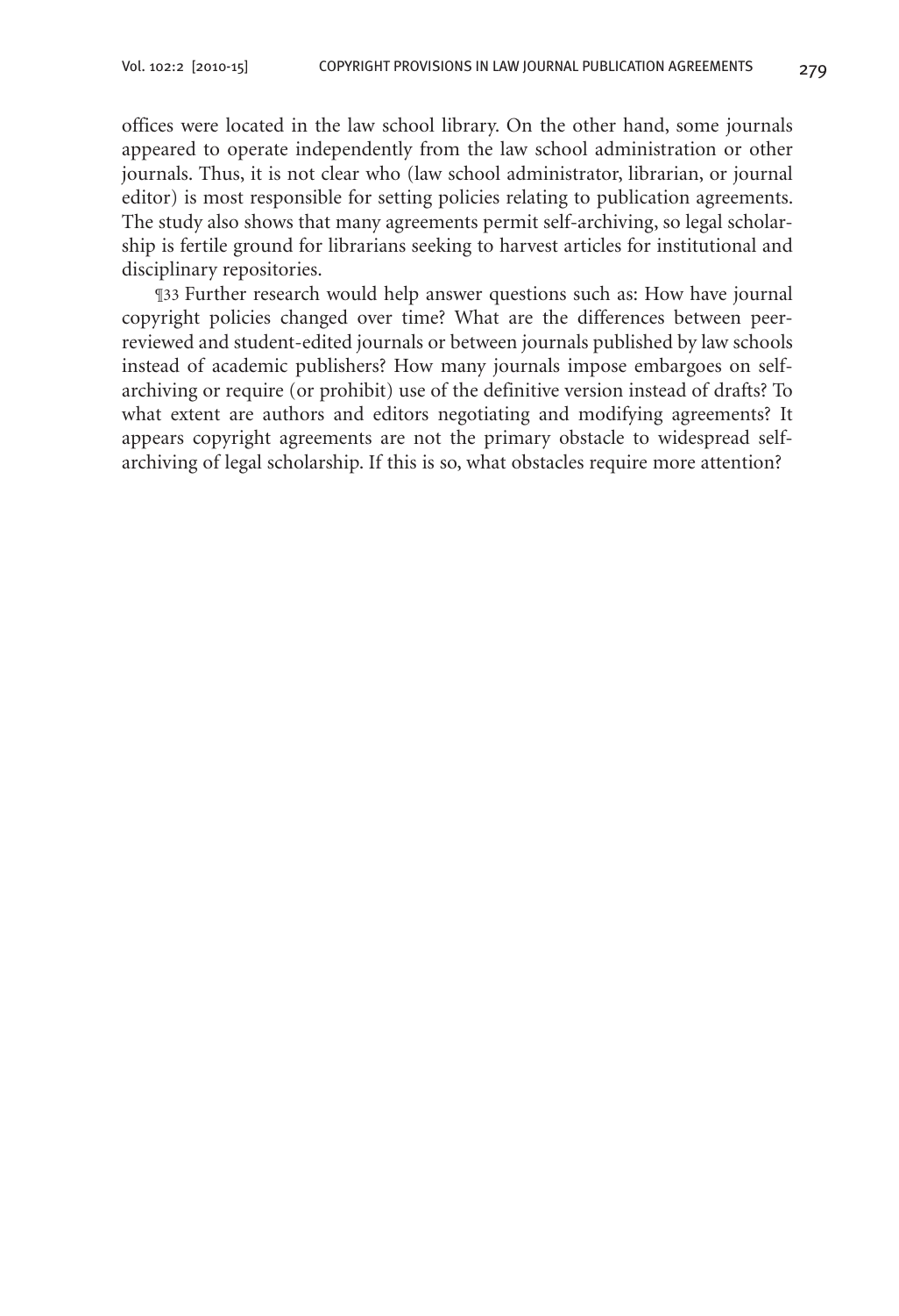offices were located in the law school library. On the other hand, some journals appeared to operate independently from the law school administration or other journals. Thus, it is not clear who (law school administrator, librarian, or journal editor) is most responsible for setting policies relating to publication agreements. The study also shows that many agreements permit self-archiving, so legal scholarship is fertile ground for librarians seeking to harvest articles for institutional and disciplinary repositories.

¶33 Further research would help answer questions such as: How have journal copyright policies changed over time? What are the differences between peer-reviewed and student-edited journals or between journals published by law schools instead of academic publishers? How many journals impose embargoes on self-archiving or require (or prohibit) use of the definitive version instead of drafts? To what extent are authors and editors negotiating and modifying agreements? It appears copyright agreements are not the primary obstacle to widespread self-archiving of legal scholarship. If this is so, what obstacles require more attention?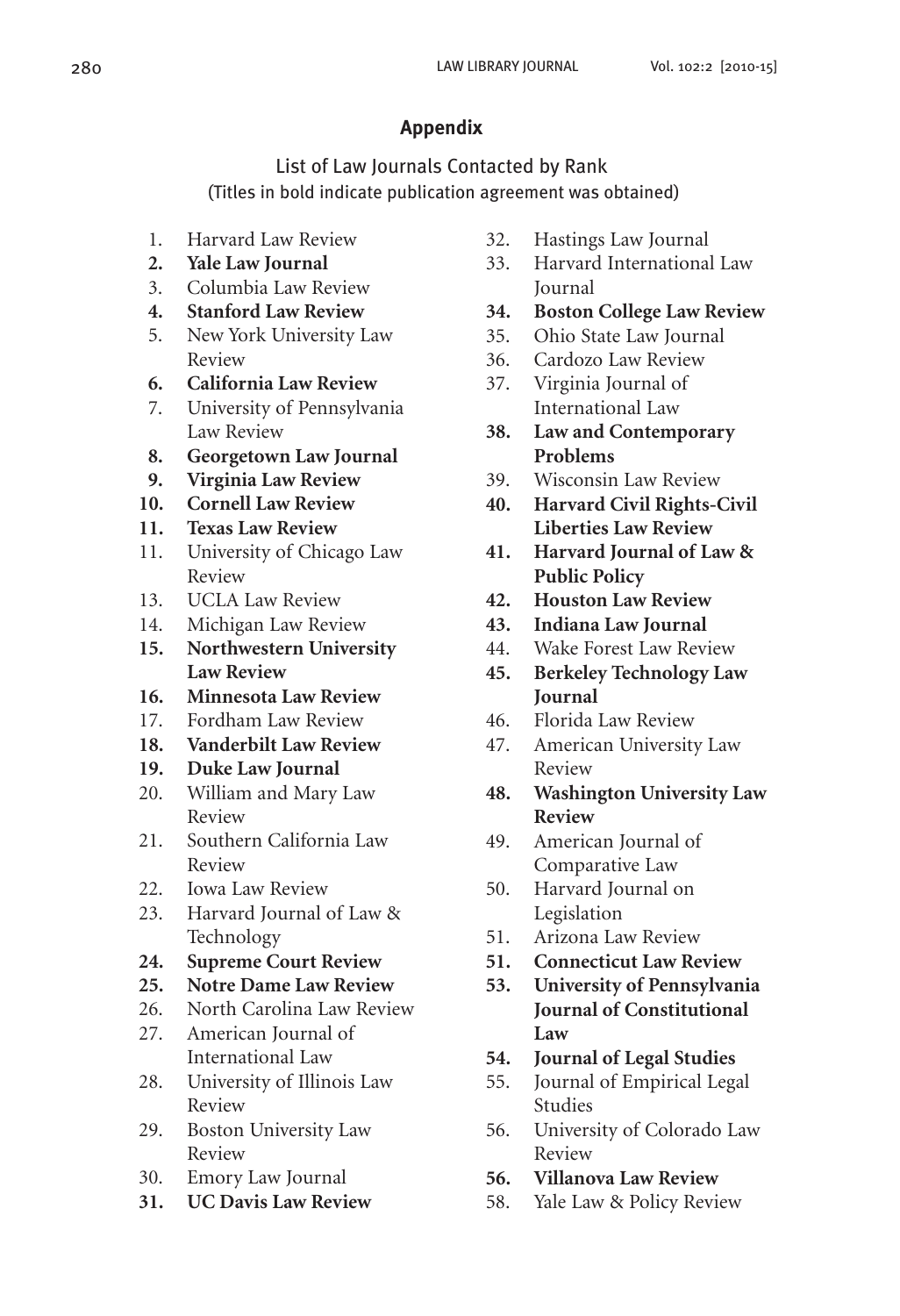## Appendix

### List of Law Journals Contacted by Rank
(Titles in bold indicate publication agreement was obtained)

1. Harvard Law Review
**2. Yale Law Journal**
3. Columbia Law Review
**4. Stanford Law Review**
5. New York University Law Review
**6. California Law Review**
7. University of Pennsylvania Law Review
**8. Georgetown Law Journal**
**9. Virginia Law Review**
**10. Cornell Law Review**
**11. Texas Law Review**
11. University of Chicago Law Review
13. UCLA Law Review
14. Michigan Law Review
**15. Northwestern University Law Review**
**16. Minnesota Law Review**
17. Fordham Law Review
**18. Vanderbilt Law Review**
**19. Duke Law Journal**
20. William and Mary Law Review
21. Southern California Law Review
22. Iowa Law Review
23. Harvard Journal of Law & Technology
**24. Supreme Court Review**
**25. Notre Dame Law Review**
26. North Carolina Law Review
27. American Journal of International Law
28. University of Illinois Law Review
29. Boston University Law Review
30. Emory Law Journal
**31. UC Davis Law Review**
32. Hastings Law Journal
33. Harvard International Law Journal
**34. Boston College Law Review**
35. Ohio State Law Journal
36. Cardozo Law Review
37. Virginia Journal of International Law
**38. Law and Contemporary Problems**
39. Wisconsin Law Review
**40. Harvard Civil Rights-Civil Liberties Law Review**
**41. Harvard Journal of Law & Public Policy**
**42. Houston Law Review**
**43. Indiana Law Journal**
44. Wake Forest Law Review
**45. Berkeley Technology Law Journal**
46. Florida Law Review
47. American University Law Review
**48. Washington University Law Review**
49. American Journal of Comparative Law
50. Harvard Journal on Legislation
51. Arizona Law Review
**51. Connecticut Law Review**
**53. University of Pennsylvania Journal of Constitutional Law**
**54. Journal of Legal Studies**
55. Journal of Empirical Legal Studies
56. University of Colorado Law Review
**56. Villanova Law Review**
58. Yale Law & Policy Review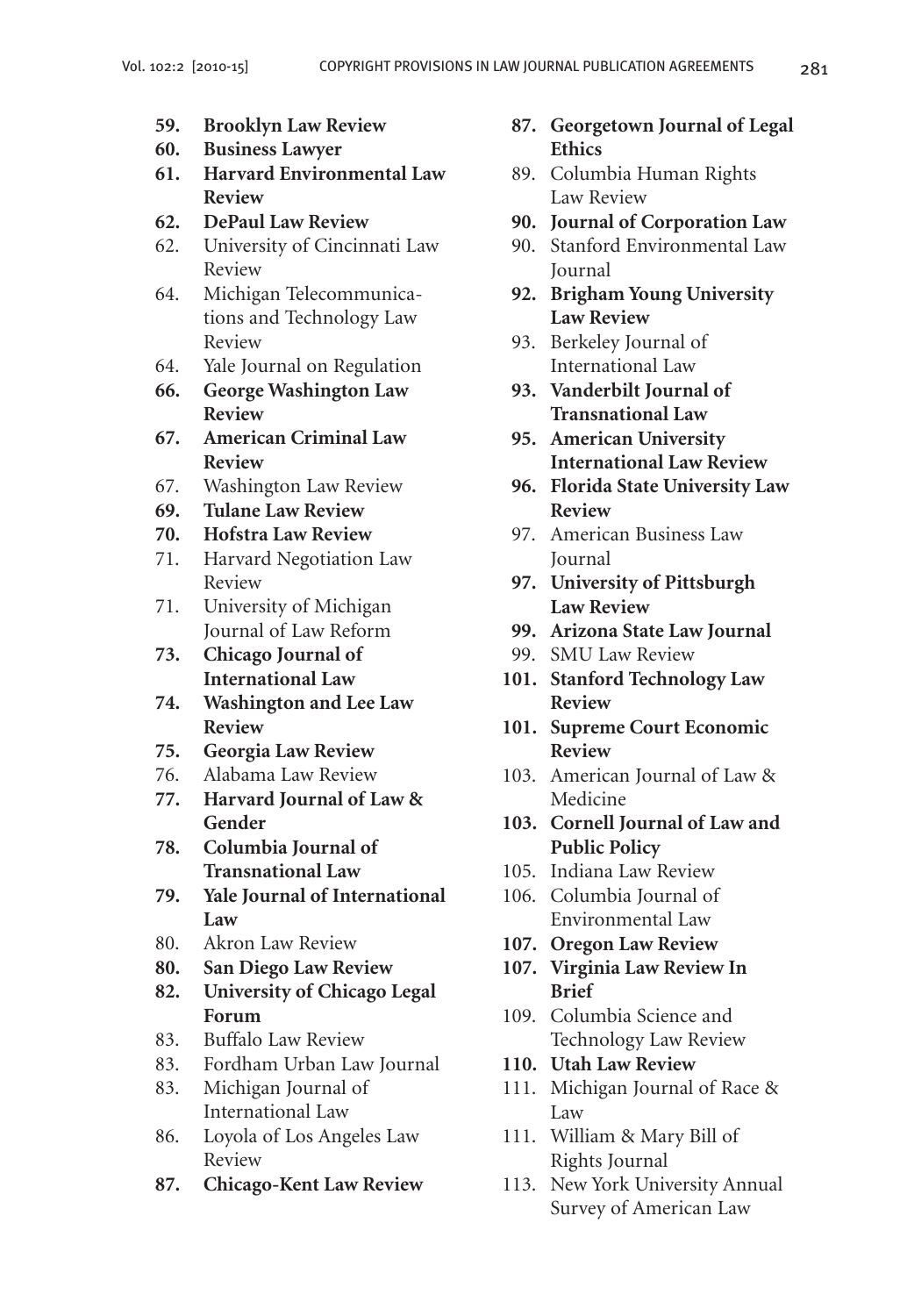**59. Brooklyn Law Review**
**60. Business Lawyer**
**61. Harvard Environmental Law Review**
**62. DePaul Law Review**
62. University of Cincinnati Law Review
64. Michigan Telecommunications and Technology Law Review
64. Yale Journal on Regulation
**66. George Washington Law Review**
**67. American Criminal Law Review**
67. Washington Law Review
**69. Tulane Law Review**
**70. Hofstra Law Review**
71. Harvard Negotiation Law Review
71. University of Michigan Journal of Law Reform
**73. Chicago Journal of International Law**
**74. Washington and Lee Law Review**
**75. Georgia Law Review**
76. Alabama Law Review
**77. Harvard Journal of Law & Gender**
**78. Columbia Journal of Transnational Law**
**79. Yale Journal of International Law**
80. Akron Law Review
**80. San Diego Law Review**
**82. University of Chicago Legal Forum**
83. Buffalo Law Review
83. Fordham Urban Law Journal
83. Michigan Journal of International Law
86. Loyola of Los Angeles Law Review
**87. Chicago-Kent Law Review**
**87. Georgetown Journal of Legal Ethics**
89. Columbia Human Rights Law Review
**90. Journal of Corporation Law**
90. Stanford Environmental Law Journal
**92. Brigham Young University Law Review**
93. Berkeley Journal of International Law
**93. Vanderbilt Journal of Transnational Law**
**95. American University International Law Review**
**96. Florida State University Law Review**
97. American Business Law Journal
**97. University of Pittsburgh Law Review**
**99. Arizona State Law Journal**
99. SMU Law Review
**101. Stanford Technology Law Review**
**101. Supreme Court Economic Review**
103. American Journal of Law & Medicine
**103. Cornell Journal of Law and Public Policy**
105. Indiana Law Review
106. Columbia Journal of Environmental Law
**107. Oregon Law Review**
**107. Virginia Law Review In Brief**
109. Columbia Science and Technology Law Review
**110. Utah Law Review**
111. Michigan Journal of Race & Law
111. William & Mary Bill of Rights Journal
113. New York University Annual Survey of American Law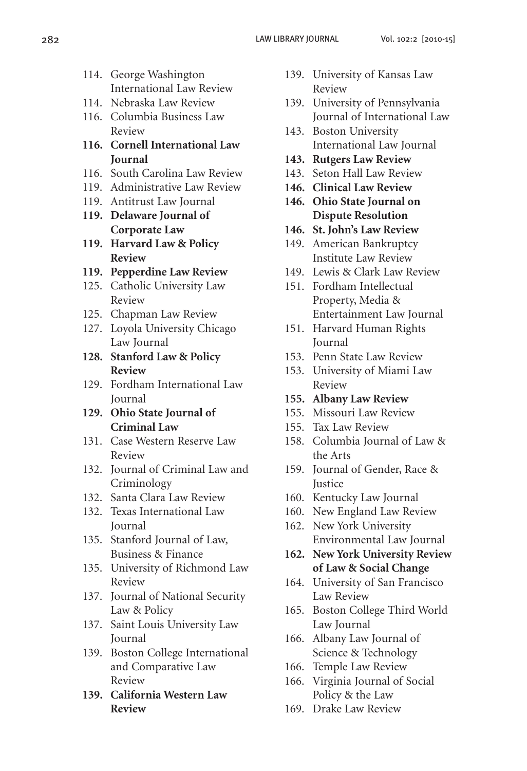114. George Washington International Law Review
114. Nebraska Law Review
116. Columbia Business Law Review
**116. Cornell International Law Journal**
116. South Carolina Law Review
119. Administrative Law Review
119. Antitrust Law Journal
**119. Delaware Journal of Corporate Law**
**119. Harvard Law & Policy Review**
**119. Pepperdine Law Review**
125. Catholic University Law Review
125. Chapman Law Review
127. Loyola University Chicago Law Journal
**128. Stanford Law & Policy Review**
129. Fordham International Law Journal
**129. Ohio State Journal of Criminal Law**
131. Case Western Reserve Law Review
132. Journal of Criminal Law and Criminology
132. Santa Clara Law Review
132. Texas International Law Journal
135. Stanford Journal of Law, Business & Finance
135. University of Richmond Law Review
137. Journal of National Security Law & Policy
137. Saint Louis University Law Journal
139. Boston College International and Comparative Law Review
**139. California Western Law Review**
139. University of Kansas Law Review
139. University of Pennsylvania Journal of International Law
143. Boston University International Law Journal
**143. Rutgers Law Review**
143. Seton Hall Law Review
**146. Clinical Law Review**
**146. Ohio State Journal on Dispute Resolution**
**146. St. John's Law Review**
149. American Bankruptcy Institute Law Review
149. Lewis & Clark Law Review
151. Fordham Intellectual Property, Media & Entertainment Law Journal
151. Harvard Human Rights Journal
153. Penn State Law Review
153. University of Miami Law Review
**155. Albany Law Review**
155. Missouri Law Review
155. Tax Law Review
158. Columbia Journal of Law & the Arts
159. Journal of Gender, Race & Justice
160. Kentucky Law Journal
160. New England Law Review
162. New York University Environmental Law Journal
**162. New York University Review of Law & Social Change**
164. University of San Francisco Law Review
165. Boston College Third World Law Journal
166. Albany Law Journal of Science & Technology
166. Temple Law Review
166. Virginia Journal of Social Policy & the Law
169. Drake Law Review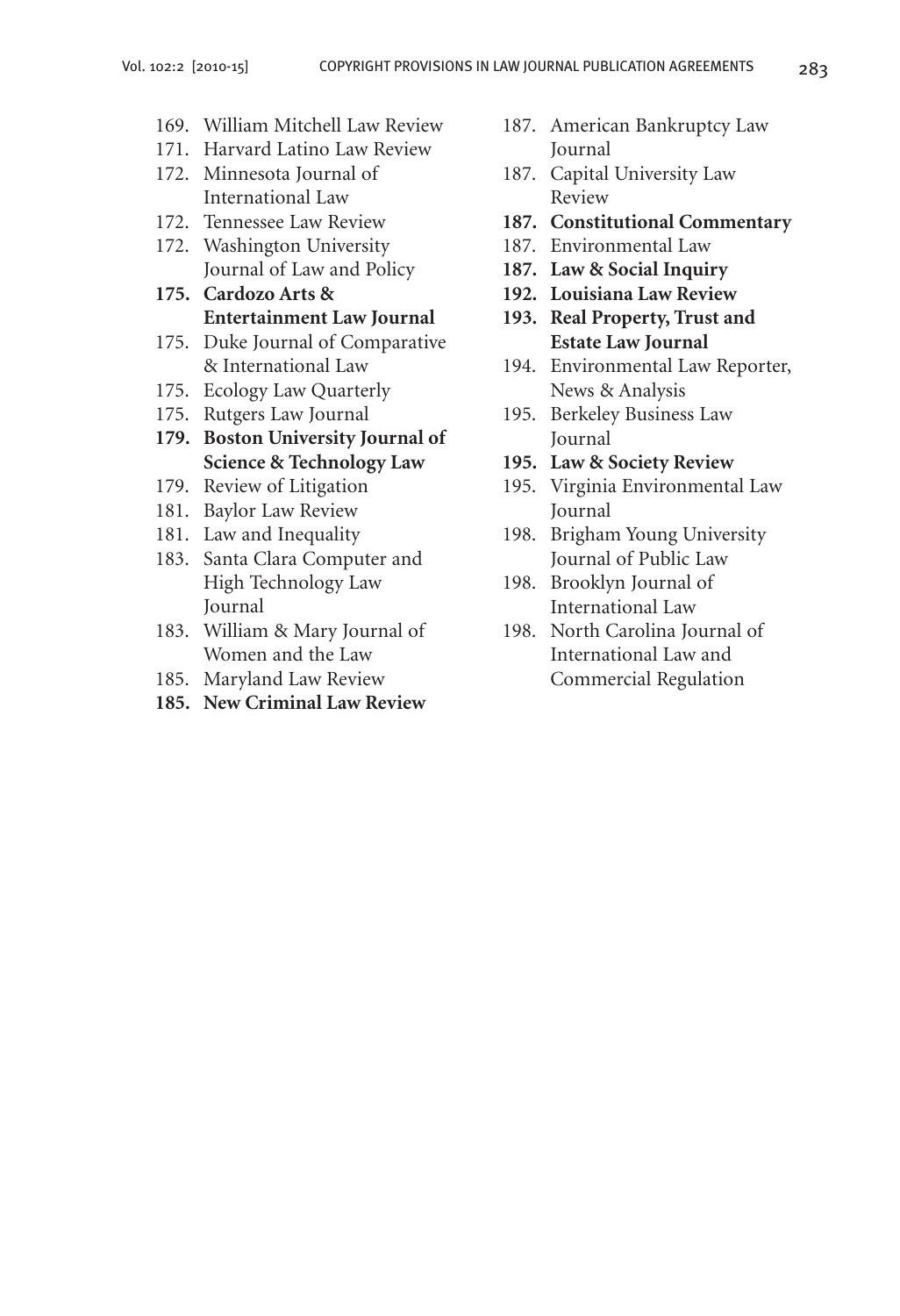169. William Mitchell Law Review
171. Harvard Latino Law Review
172. Minnesota Journal of International Law
172. Tennessee Law Review
172. Washington University Journal of Law and Policy
**175. Cardozo Arts & Entertainment Law Journal**
175. Duke Journal of Comparative & International Law
175. Ecology Law Quarterly
175. Rutgers Law Journal
**179. Boston University Journal of Science & Technology Law**
179. Review of Litigation
181. Baylor Law Review
181. Law and Inequality
183. Santa Clara Computer and High Technology Law Journal
183. William & Mary Journal of Women and the Law
185. Maryland Law Review
**185. New Criminal Law Review**
187. American Bankruptcy Law Journal
187. Capital University Law Review
**187. Constitutional Commentary**
187. Environmental Law
**187. Law & Social Inquiry**
**192. Louisiana Law Review**
**193. Real Property, Trust and Estate Law Journal**
194. Environmental Law Reporter, News & Analysis
195. Berkeley Business Law Journal
**195. Law & Society Review**
195. Virginia Environmental Law Journal
198. Brigham Young University Journal of Public Law
198. Brooklyn Journal of International Law
198. North Carolina Journal of International Law and Commercial Regulation